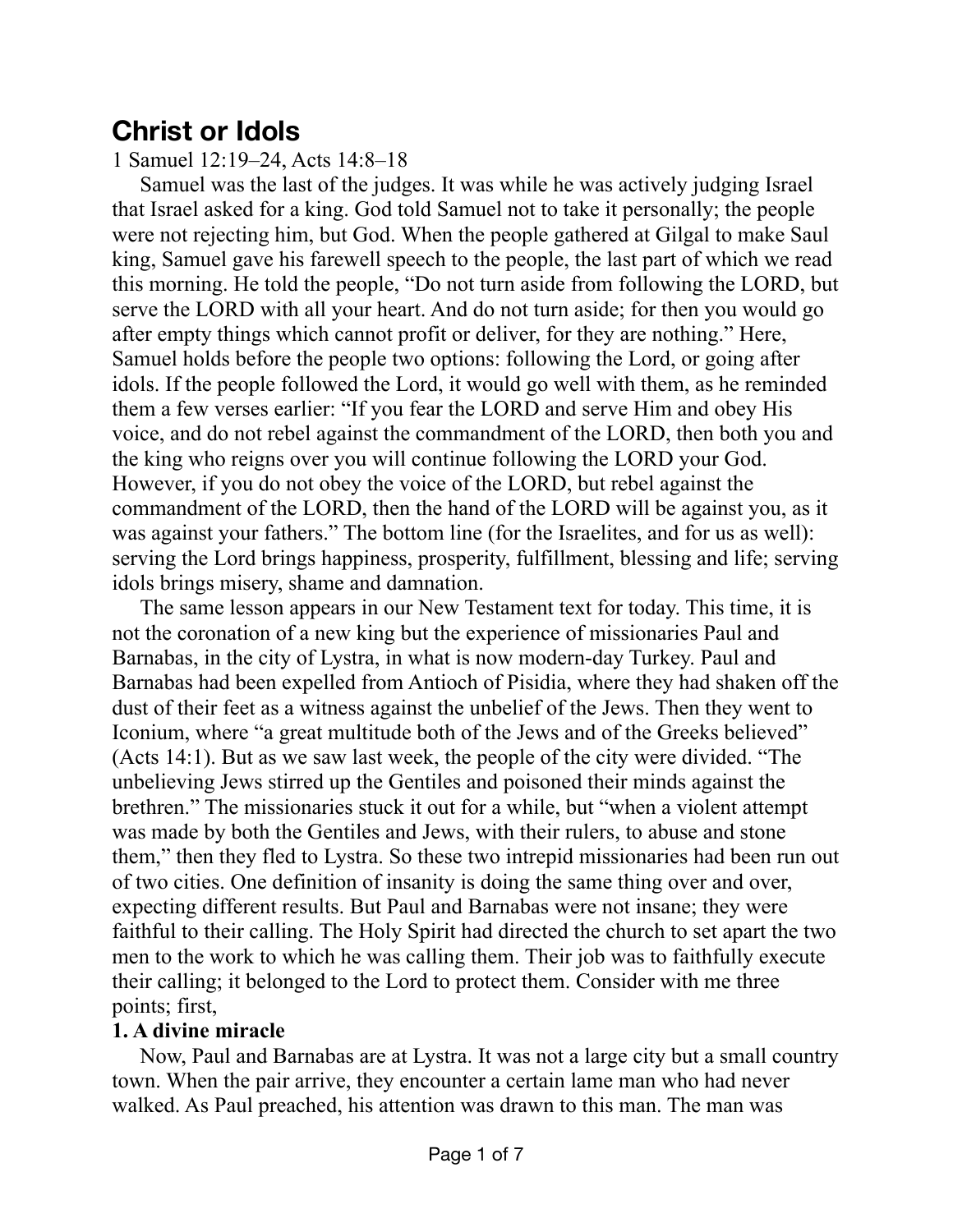# Christ or Idols

1 Samuel 12:19–24, Acts 14:8–18

Samuel was the last of the judges. It was while he was actively judging Israel that Israel asked for a king. God told Samuel not to take it personally; the people were not rejecting him, but God. When the people gathered at Gilgal to make Saul king, Samuel gave his farewell speech to the people, the last part of which we read this morning. He told the people, "Do not turn aside from following the LORD, but serve the LORD with all your heart. And do not turn aside; for then you would go after empty things which cannot profit or deliver, for they are nothing." Here, Samuel holds before the people two options: following the Lord, or going after idols. If the people followed the Lord, it would go well with them, as he reminded them a few verses earlier: "If you fear the LORD and serve Him and obey His voice, and do not rebel against the commandment of the LORD, then both you and the king who reigns over you will continue following the LORD your God. However, if you do not obey the voice of the LORD, but rebel against the commandment of the LORD, then the hand of the LORD will be against you, as it was against your fathers." The bottom line (for the Israelites, and for us as well): serving the Lord brings happiness, prosperity, fulfillment, blessing and life; serving idols brings misery, shame and damnation.

The same lesson appears in our New Testament text for today. This time, it is not the coronation of a new king but the experience of missionaries Paul and Barnabas, in the city of Lystra, in what is now modern-day Turkey. Paul and Barnabas had been expelled from Antioch of Pisidia, where they had shaken off the dust of their feet as a witness against the unbelief of the Jews. Then they went to Iconium, where "a great multitude both of the Jews and of the Greeks believed" (Acts 14:1). But as we saw last week, the people of the city were divided. "The unbelieving Jews stirred up the Gentiles and poisoned their minds against the brethren." The missionaries stuck it out for a while, but "when a violent attempt was made by both the Gentiles and Jews, with their rulers, to abuse and stone them," then they fled to Lystra. So these two intrepid missionaries had been run out of two cities. One definition of insanity is doing the same thing over and over, expecting different results. But Paul and Barnabas were not insane; they were faithful to their calling. The Holy Spirit had directed the church to set apart the two men to the work to which he was calling them. Their job was to faithfully execute their calling; it belonged to the Lord to protect them. Consider with me three points; first,

**1. A divine miracle**

Now, Paul and Barnabas are at Lystra. It was not a large city but a small country town. When the pair arrive, they encounter a certain lame man who had never walked. As Paul preached, his attention was drawn to this man. The man was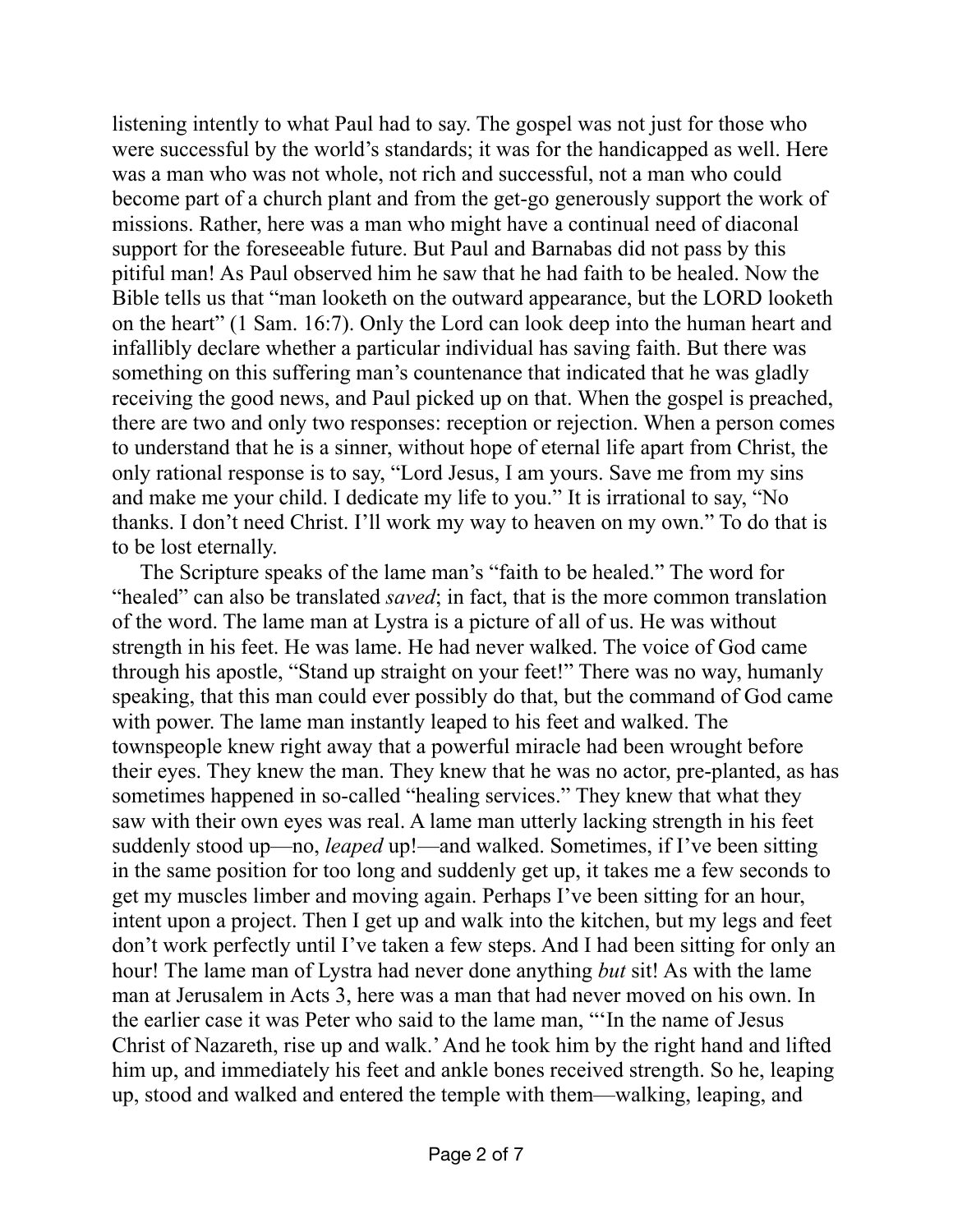listening intently to what Paul had to say. The gospel was not just for those who were successful by the world's standards; it was for the handicapped as well. Here was a man who was not whole, not rich and successful, not a man who could become part of a church plant and from the get-go generously support the work of missions. Rather, here was a man who might have a continual need of diaconal support for the foreseeable future. But Paul and Barnabas did not pass by this pitiful man! As Paul observed him he saw that he had faith to be healed. Now the Bible tells us that "man looketh on the outward appearance, but the LORD looketh on the heart" (1 Sam. 16:7). Only the Lord can look deep into the human heart and infallibly declare whether a particular individual has saving faith. But there was something on this suffering man's countenance that indicated that he was gladly receiving the good news, and Paul picked up on that. When the gospel is preached, there are two and only two responses: reception or rejection. When a person comes to understand that he is a sinner, without hope of eternal life apart from Christ, the only rational response is to say, "Lord Jesus, I am yours. Save me from my sins and make me your child. I dedicate my life to you." It is irrational to say, "No thanks. I don't need Christ. I'll work my way to heaven on my own." To do that is to be lost eternally.

The Scripture speaks of the lame man's "faith to be healed." The word for "healed" can also be translated *saved*; in fact, that is the more common translation of the word. The lame man at Lystra is a picture of all of us. He was without strength in his feet. He was lame. He had never walked. The voice of God came through his apostle, "Stand up straight on your feet!" There was no way, humanly speaking, that this man could ever possibly do that, but the command of God came with power. The lame man instantly leaped to his feet and walked. The townspeople knew right away that a powerful miracle had been wrought before their eyes. They knew the man. They knew that he was no actor, pre-planted, as has sometimes happened in so-called "healing services." They knew that what they saw with their own eyes was real. A lame man utterly lacking strength in his feet suddenly stood up—no, *leaped* up!—and walked. Sometimes, if I've been sitting in the same position for too long and suddenly get up, it takes me a few seconds to get my muscles limber and moving again. Perhaps I've been sitting for an hour, intent upon a project. Then I get up and walk into the kitchen, but my legs and feet don't work perfectly until I've taken a few steps. And I had been sitting for only an hour! The lame man of Lystra had never done anything *but* sit! As with the lame man at Jerusalem in Acts 3, here was a man that had never moved on his own. In the earlier case it was Peter who said to the lame man, "'In the name of Jesus Christ of Nazareth, rise up and walk.' And he took him by the right hand and lifted him up, and immediately his feet and ankle bones received strength. So he, leaping up, stood and walked and entered the temple with them—walking, leaping, and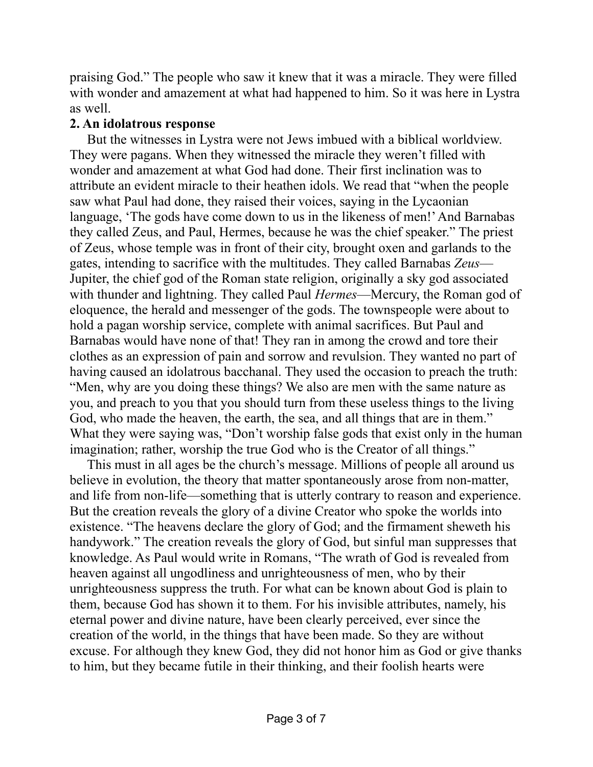praising God." The people who saw it knew that it was a miracle. They were filled with wonder and amazement at what had happened to him. So it was here in Lystra as well.

**2. An idolatrous response**

But the witnesses in Lystra were not Jews imbued with a biblical worldview. They were pagans. When they witnessed the miracle they weren't filled with wonder and amazement at what God had done. Their first inclination was to attribute an evident miracle to their heathen idols. We read that "when the people saw what Paul had done, they raised their voices, saying in the Lycaonian language, 'The gods have come down to us in the likeness of men!' And Barnabas they called Zeus, and Paul, Hermes, because he was the chief speaker." The priest of Zeus, whose temple was in front of their city, brought oxen and garlands to the gates, intending to sacrifice with the multitudes. They called Barnabas *Zeus*—Jupiter, the chief god of the Roman state religion, originally a sky god associated with thunder and lightning. They called Paul *Hermes*—Mercury, the Roman god of eloquence, the herald and messenger of the gods. The townspeople were about to hold a pagan worship service, complete with animal sacrifices. But Paul and Barnabas would have none of that! They ran in among the crowd and tore their clothes as an expression of pain and sorrow and revulsion. They wanted no part of having caused an idolatrous bacchanal. They used the occasion to preach the truth: "Men, why are you doing these things? We also are men with the same nature as you, and preach to you that you should turn from these useless things to the living God, who made the heaven, the earth, the sea, and all things that are in them." What they were saying was, "Don't worship false gods that exist only in the human imagination; rather, worship the true God who is the Creator of all things."

This must in all ages be the church's message. Millions of people all around us believe in evolution, the theory that matter spontaneously arose from non-matter, and life from non-life—something that is utterly contrary to reason and experience. But the creation reveals the glory of a divine Creator who spoke the worlds into existence. "The heavens declare the glory of God; and the firmament sheweth his handywork." The creation reveals the glory of God, but sinful man suppresses that knowledge. As Paul would write in Romans, "The wrath of God is revealed from heaven against all ungodliness and unrighteousness of men, who by their unrighteousness suppress the truth. For what can be known about God is plain to them, because God has shown it to them. For his invisible attributes, namely, his eternal power and divine nature, have been clearly perceived, ever since the creation of the world, in the things that have been made. So they are without excuse. For although they knew God, they did not honor him as God or give thanks to him, but they became futile in their thinking, and their foolish hearts were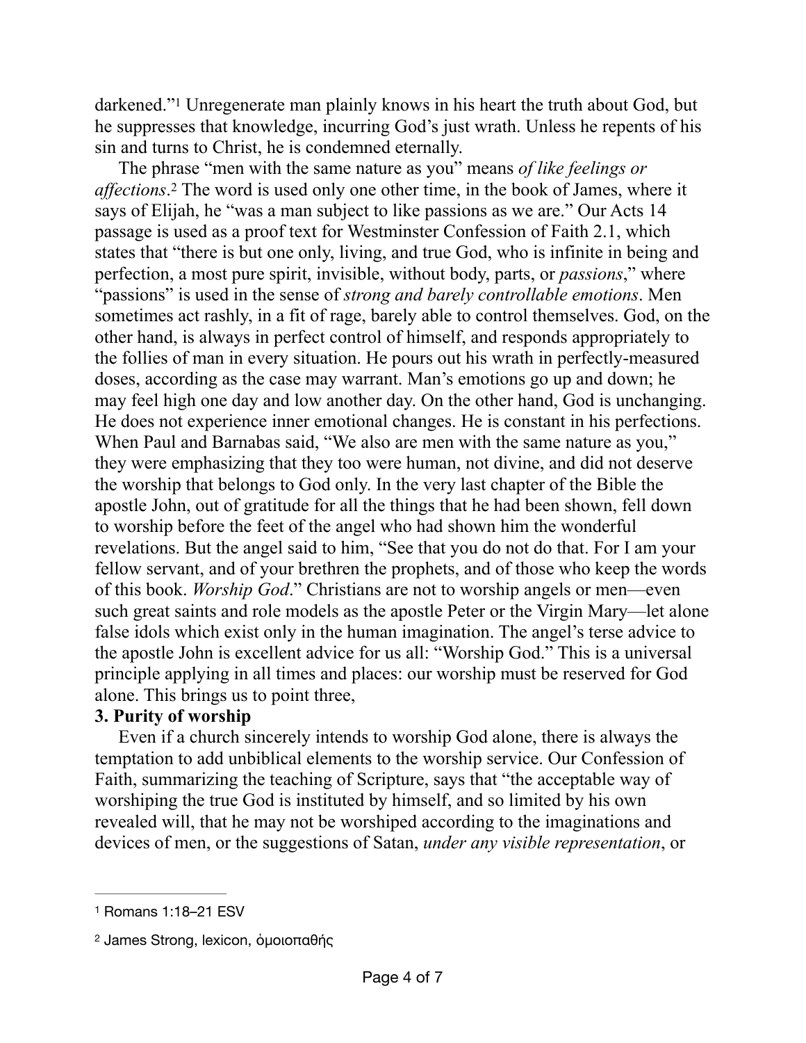darkened."[1] Unregenerate man plainly knows in his heart the truth about God, but he suppresses that knowledge, incurring God's just wrath. Unless he repents of his sin and turns to Christ, he is condemned eternally.

The phrase "men with the same nature as you" means *of like feelings or affections*.[2] The word is used only one other time, in the book of James, where it says of Elijah, he "was a man subject to like passions as we are." Our Acts 14 passage is used as a proof text for Westminster Confession of Faith 2.1, which states that "there is but one only, living, and true God, who is infinite in being and perfection, a most pure spirit, invisible, without body, parts, or *passions*," where "passions" is used in the sense of *strong and barely controllable emotions*. Men sometimes act rashly, in a fit of rage, barely able to control themselves. God, on the other hand, is always in perfect control of himself, and responds appropriately to the follies of man in every situation. He pours out his wrath in perfectly-measured doses, according as the case may warrant. Man's emotions go up and down; he may feel high one day and low another day. On the other hand, God is unchanging. He does not experience inner emotional changes. He is constant in his perfections. When Paul and Barnabas said, "We also are men with the same nature as you," they were emphasizing that they too were human, not divine, and did not deserve the worship that belongs to God only. In the very last chapter of the Bible the apostle John, out of gratitude for all the things that he had been shown, fell down to worship before the feet of the angel who had shown him the wonderful revelations. But the angel said to him, "See that you do not do that. For I am your fellow servant, and of your brethren the prophets, and of those who keep the words of this book. *Worship God*." Christians are not to worship angels or men—even such great saints and role models as the apostle Peter or the Virgin Mary—let alone false idols which exist only in the human imagination. The angel's terse advice to the apostle John is excellent advice for us all: "Worship God." This is a universal principle applying in all times and places: our worship must be reserved for God alone. This brings us to point three,

**3. Purity of worship**

Even if a church sincerely intends to worship God alone, there is always the temptation to add unbiblical elements to the worship service. Our Confession of Faith, summarizing the teaching of Scripture, says that "the acceptable way of worshiping the true God is instituted by himself, and so limited by his own revealed will, that he may not be worshiped according to the imaginations and devices of men, or the suggestions of Satan, *under any visible representation*, or

---

[1] Romans 1:18–21 ESV

[2] James Strong, lexicon, ὁμοιοπαθής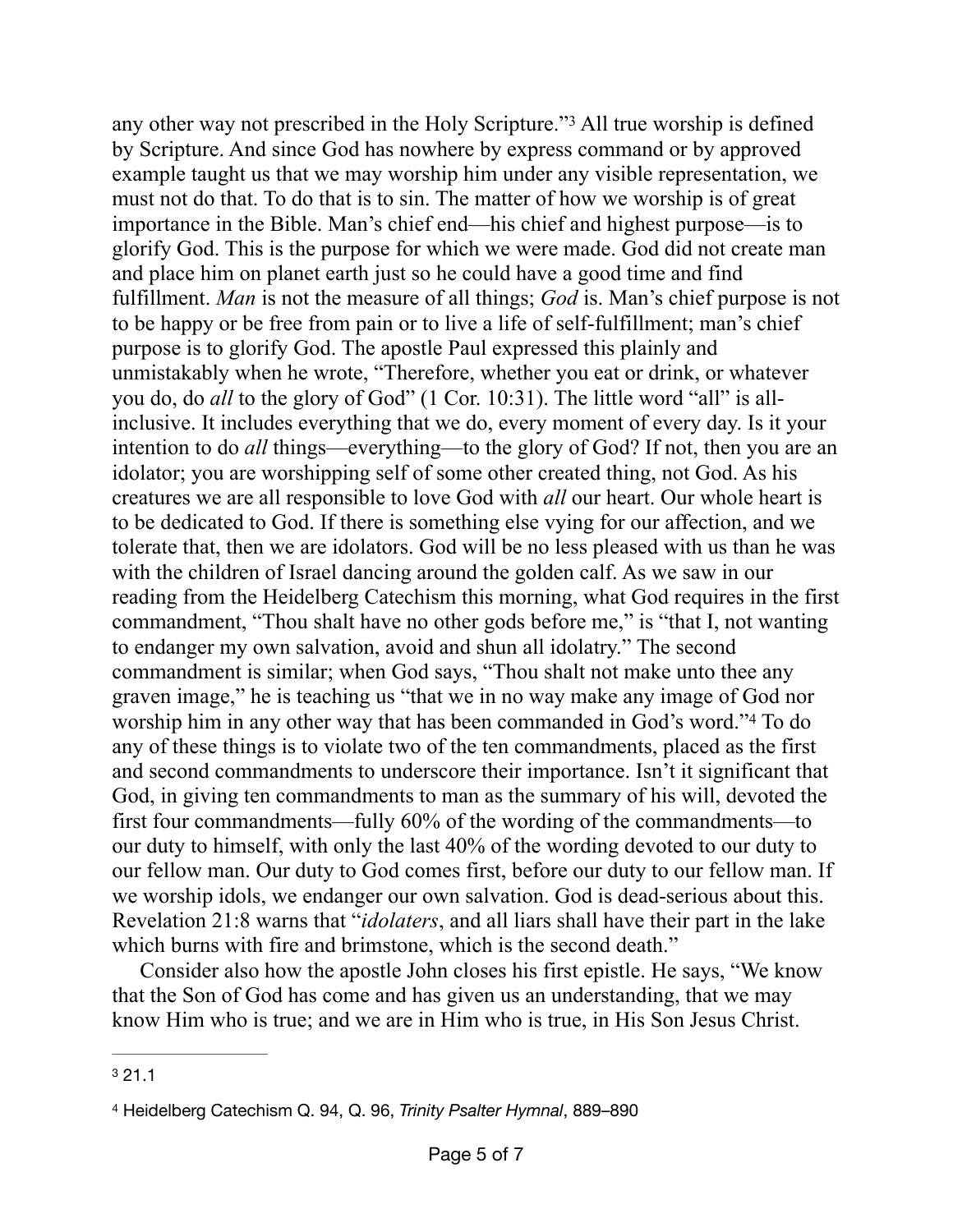any other way not prescribed in the Holy Scripture."[3] All true worship is defined by Scripture. And since God has nowhere by express command or by approved example taught us that we may worship him under any visible representation, we must not do that. To do that is to sin. The matter of how we worship is of great importance in the Bible. Man's chief end—his chief and highest purpose—is to glorify God. This is the purpose for which we were made. God did not create man and place him on planet earth just so he could have a good time and find fulfillment. *Man* is not the measure of all things; *God* is. Man's chief purpose is not to be happy or be free from pain or to live a life of self-fulfillment; man's chief purpose is to glorify God. The apostle Paul expressed this plainly and unmistakably when he wrote, "Therefore, whether you eat or drink, or whatever you do, do *all* to the glory of God" (1 Cor. 10:31). The little word "all" is all-inclusive. It includes everything that we do, every moment of every day. Is it your intention to do *all* things—everything—to the glory of God? If not, then you are an idolator; you are worshipping self of some other created thing, not God. As his creatures we are all responsible to love God with *all* our heart. Our whole heart is to be dedicated to God. If there is something else vying for our affection, and we tolerate that, then we are idolators. God will be no less pleased with us than he was with the children of Israel dancing around the golden calf. As we saw in our reading from the Heidelberg Catechism this morning, what God requires in the first commandment, "Thou shalt have no other gods before me," is "that I, not wanting to endanger my own salvation, avoid and shun all idolatry." The second commandment is similar; when God says, "Thou shalt not make unto thee any graven image," he is teaching us "that we in no way make any image of God nor worship him in any other way that has been commanded in God's word."[4] To do any of these things is to violate two of the ten commandments, placed as the first and second commandments to underscore their importance. Isn't it significant that God, in giving ten commandments to man as the summary of his will, devoted the first four commandments—fully 60% of the wording of the commandments—to our duty to himself, with only the last 40% of the wording devoted to our duty to our fellow man. Our duty to God comes first, before our duty to our fellow man. If we worship idols, we endanger our own salvation. God is dead-serious about this. Revelation 21:8 warns that "*idolaters*, and all liars shall have their part in the lake which burns with fire and brimstone, which is the second death."

Consider also how the apostle John closes his first epistle. He says, "We know that the Son of God has come and has given us an understanding, that we may know Him who is true; and we are in Him who is true, in His Son Jesus Christ.

---

[3] 21.1

[4] Heidelberg Catechism Q. 94, Q. 96, *Trinity Psalter Hymnal*, 889–890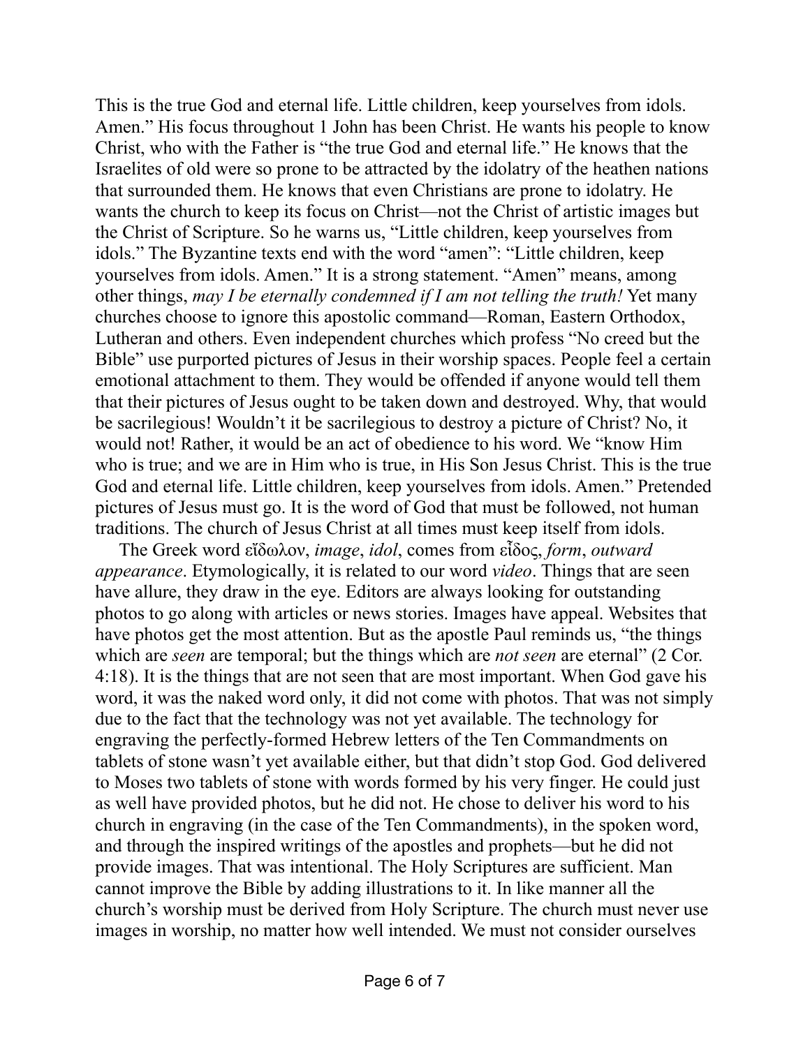This is the true God and eternal life. Little children, keep yourselves from idols. Amen." His focus throughout 1 John has been Christ. He wants his people to know Christ, who with the Father is "the true God and eternal life." He knows that the Israelites of old were so prone to be attracted by the idolatry of the heathen nations that surrounded them. He knows that even Christians are prone to idolatry. He wants the church to keep its focus on Christ—not the Christ of artistic images but the Christ of Scripture. So he warns us, "Little children, keep yourselves from idols." The Byzantine texts end with the word "amen": "Little children, keep yourselves from idols. Amen." It is a strong statement. "Amen" means, among other things, *may I be eternally condemned if I am not telling the truth!* Yet many churches choose to ignore this apostolic command—Roman, Eastern Orthodox, Lutheran and others. Even independent churches which profess "No creed but the Bible" use purported pictures of Jesus in their worship spaces. People feel a certain emotional attachment to them. They would be offended if anyone would tell them that their pictures of Jesus ought to be taken down and destroyed. Why, that would be sacrilegious! Wouldn't it be sacrilegious to destroy a picture of Christ? No, it would not! Rather, it would be an act of obedience to his word. We "know Him who is true; and we are in Him who is true, in His Son Jesus Christ. This is the true God and eternal life. Little children, keep yourselves from idols. Amen." Pretended pictures of Jesus must go. It is the word of God that must be followed, not human traditions. The church of Jesus Christ at all times must keep itself from idols.

The Greek word εἴδωλον, *image*, *idol*, comes from εἶδος, *form*, *outward appearance*. Etymologically, it is related to our word *video*. Things that are seen have allure, they draw in the eye. Editors are always looking for outstanding photos to go along with articles or news stories. Images have appeal. Websites that have photos get the most attention. But as the apostle Paul reminds us, "the things which are *seen* are temporal; but the things which are *not seen* are eternal" (2 Cor. 4:18). It is the things that are not seen that are most important. When God gave his word, it was the naked word only, it did not come with photos. That was not simply due to the fact that the technology was not yet available. The technology for engraving the perfectly-formed Hebrew letters of the Ten Commandments on tablets of stone wasn't yet available either, but that didn't stop God. God delivered to Moses two tablets of stone with words formed by his very finger. He could just as well have provided photos, but he did not. He chose to deliver his word to his church in engraving (in the case of the Ten Commandments), in the spoken word, and through the inspired writings of the apostles and prophets—but he did not provide images. That was intentional. The Holy Scriptures are sufficient. Man cannot improve the Bible by adding illustrations to it. In like manner all the church's worship must be derived from Holy Scripture. The church must never use images in worship, no matter how well intended. We must not consider ourselves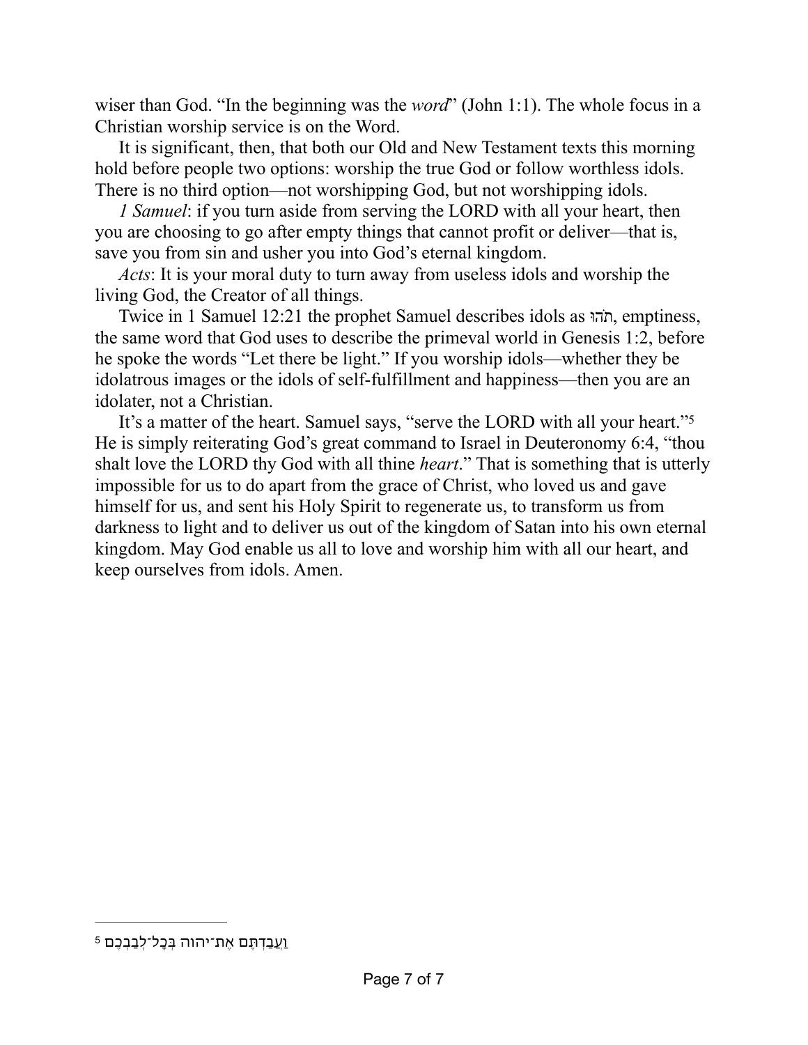wiser than God. "In the beginning was the *word*" (John 1:1). The whole focus in a Christian worship service is on the Word.

It is significant, then, that both our Old and New Testament texts this morning hold before people two options: worship the true God or follow worthless idols. There is no third option—not worshipping God, but not worshipping idols.

*1 Samuel*: if you turn aside from serving the LORD with all your heart, then you are choosing to go after empty things that cannot profit or deliver—that is, save you from sin and usher you into God's eternal kingdom.

*Acts*: It is your moral duty to turn away from useless idols and worship the living God, the Creator of all things.

Twice in 1 Samuel 12:21 the prophet Samuel describes idols as תֹּהוּ, emptiness, the same word that God uses to describe the primeval world in Genesis 1:2, before he spoke the words "Let there be light." If you worship idols—whether they be idolatrous images or the idols of self-fulfillment and happiness—then you are an idolater, not a Christian.

It's a matter of the heart. Samuel says, "serve the LORD with all your heart."[5] He is simply reiterating God's great command to Israel in Deuteronomy 6:4, "thou shalt love the LORD thy God with all thine *heart*." That is something that is utterly impossible for us to do apart from the grace of Christ, who loved us and gave himself for us, and sent his Holy Spirit to regenerate us, to transform us from darkness to light and to deliver us out of the kingdom of Satan into his own eternal kingdom. May God enable us all to love and worship him with all our heart, and keep ourselves from idols. Amen.

---

[5] וַעֲבַדְתֶּם אֶת־יהוה בְּכָל־לְבַבְכֶם